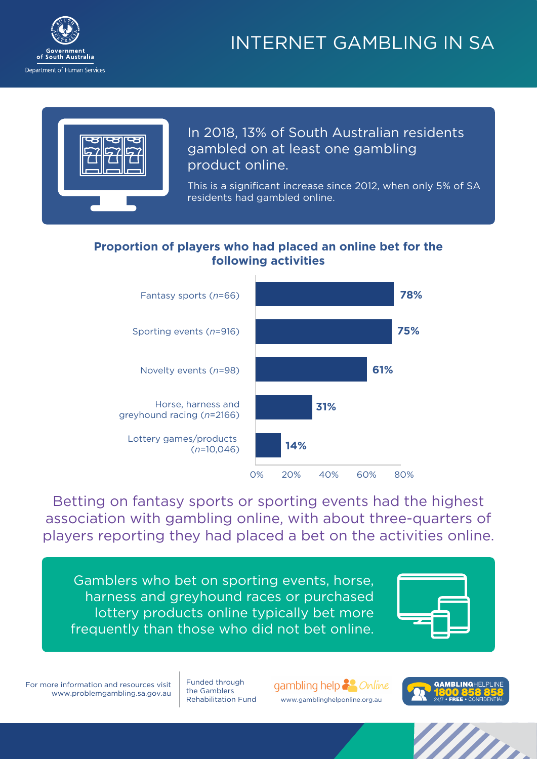Government of South Australia
Department of Human Services

# INTERNET GAMBLING IN SA

In 2018, 13% of South Australian residents gambled on at least one gambling product online.

This is a significant increase since 2012, when only 5% of SA residents had gambled online.

## Proportion of players who had placed an online bet for the following activities

| Activity | Proportion |
|---|---|
| Fantasy sports (*n*=66) | 78% |
| Sporting events (*n*=916) | 75% |
| Novelty events (*n*=98) | 61% |
| Horse, harness and greyhound racing (*n*=2166) | 31% |
| Lottery games/products (*n*=10,046) | 14% |

Betting on fantasy sports or sporting events had the highest association with gambling online, with about three-quarters of players reporting they had placed a bet on the activities online.

Gamblers who bet on sporting events, horse, harness and greyhound races or purchased lottery products online typically bet more frequently than those who did not bet online.

For more information and resources visit www.problemgambling.sa.gov.au

Funded through the Gamblers Rehabilitation Fund

gambling help Online
www.gamblinghelponline.org.au

GAMBLINGHELPLINE 1800 858 858
24/7 • FREE • CONFIDENTIAL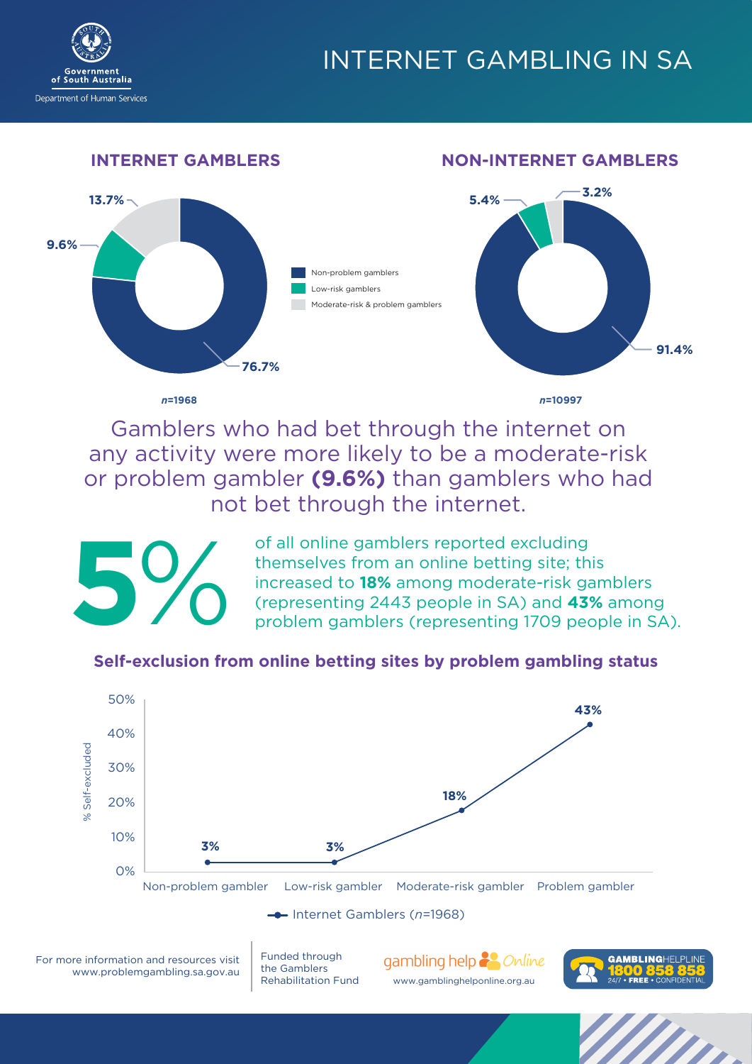Government of South Australia
Department of Human Services

# INTERNET GAMBLING IN SA

## INTERNET GAMBLERS

13.7%
9.6%
76.7%

*n*=1968

## NON-INTERNET GAMBLERS

5.4%
3.2%
91.4%

*n*=10997

Non-problem gamblers
Low-risk gamblers
Moderate-risk & problem gamblers

Gamblers who had bet through the internet on any activity were more likely to be a moderate-risk or problem gambler **(9.6%)** than gamblers who had not bet through the internet.

**5%** of all online gamblers reported excluding themselves from an online betting site; this increased to **18%** among moderate-risk gamblers (representing 2443 people in SA) and **43%** among problem gamblers (representing 1709 people in SA).

### Self-exclusion from online betting sites by problem gambling status

% Self-excluded

50%
40%
30%
20%
10%
0%

3%
3%
18%
43%

Non-problem gambler
Low-risk gambler
Moderate-risk gambler
Problem gambler

Internet Gamblers (*n*=1968)

For more information and resources visit www.problemgambling.sa.gov.au

Funded through the Gamblers Rehabilitation Fund

gambling help Online
www.gamblinghelponline.org.au

GAMBLINGHELPLINE 1800 858 858 24/7 • FREE • CONFIDENTIAL